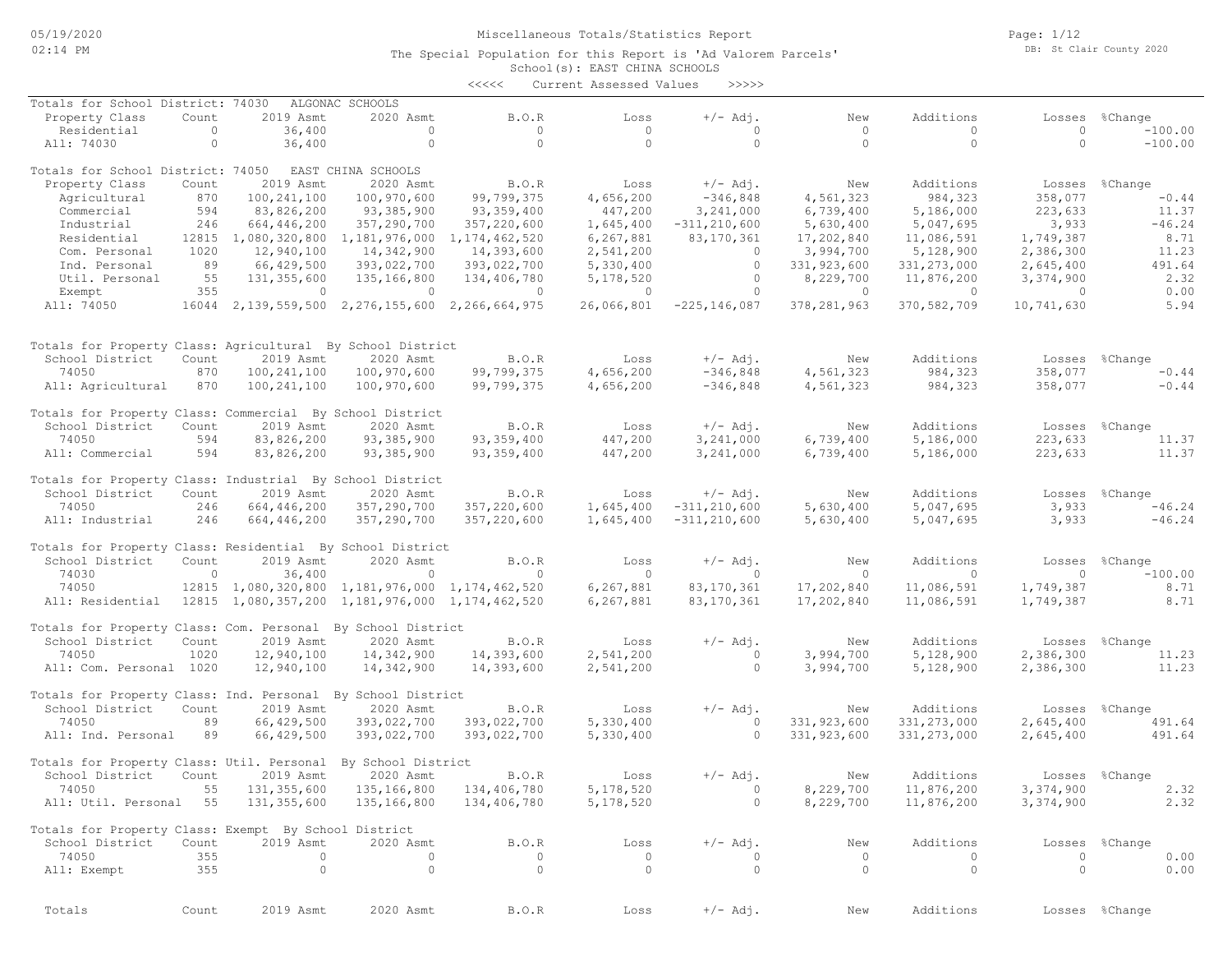Miscellaneous Totals/Statistics Report

The Special Population for this Report is 'Ad Valorem Parcels'

School(s): EAST CHINA SCHOOLS

<<<<< Current Assessed Values >>>>>

Totals for School District: 74030 ALGONAC SCHOOLS

| Property Class | Count | 2019 Asmt | 2020 Asmt | B.O.R | Loss | +/- Adj. | New | Additions | Losses | %Change |
|---|---|---|---|---|---|---|---|---|---|---|
| Residential | 0 | 36,400 | 0 | 0 | 0 | 0 | 0 | 0 | 0 | -100.00 |
| All: 74030 | 0 | 36,400 | 0 | 0 | 0 | 0 | 0 | 0 | 0 | -100.00 |

Totals for School District: 74050 EAST CHINA SCHOOLS

| Property Class | Count | 2019 Asmt | 2020 Asmt | B.O.R | Loss | +/- Adj. | New | Additions | Losses | %Change |
|---|---|---|---|---|---|---|---|---|---|---|
| Agricultural | 870 | 100,241,100 | 100,970,600 | 99,799,375 | 4,656,200 | -346,848 | 4,561,323 | 984,323 | 358,077 | -0.44 |
| Commercial | 594 | 83,826,200 | 93,385,900 | 93,359,400 | 447,200 | 3,241,000 | 6,739,400 | 5,186,000 | 223,633 | 11.37 |
| Industrial | 246 | 664,446,200 | 357,290,700 | 357,220,600 | 1,645,400 | -311,210,600 | 5,630,400 | 5,047,695 | 3,933 | -46.24 |
| Residential | 12815 | 1,080,320,800 | 1,181,976,000 | 1,174,462,520 | 6,267,881 | 83,170,361 | 17,202,840 | 11,086,591 | 1,749,387 | 8.71 |
| Com. Personal | 1020 | 12,940,100 | 14,342,900 | 14,393,600 | 2,541,200 | 0 | 3,994,700 | 5,128,900 | 2,386,300 | 11.23 |
| Ind. Personal | 89 | 66,429,500 | 393,022,700 | 393,022,700 | 5,330,400 | 0 | 331,923,600 | 331,273,000 | 2,645,400 | 491.64 |
| Util. Personal | 55 | 131,355,600 | 135,166,800 | 134,406,780 | 5,178,520 | 0 | 8,229,700 | 11,876,200 | 3,374,900 | 2.32 |
| Exempt | 355 | 0 | 0 | 0 | 0 | 0 | 0 | 0 | 0 | 0.00 |
| All: 74050 | 16044 | 2,139,559,500 | 2,276,155,600 | 2,266,664,975 | 26,066,801 | -225,146,087 | 378,281,963 | 370,582,709 | 10,741,630 | 5.94 |

Totals for Property Class: Agricultural By School District

| School District | Count | 2019 Asmt | 2020 Asmt | B.O.R | Loss | +/- Adj. | New | Additions | Losses | %Change |
|---|---|---|---|---|---|---|---|---|---|---|
| 74050 | 870 | 100,241,100 | 100,970,600 | 99,799,375 | 4,656,200 | -346,848 | 4,561,323 | 984,323 | 358,077 | -0.44 |
| All: Agricultural | 870 | 100,241,100 | 100,970,600 | 99,799,375 | 4,656,200 | -346,848 | 4,561,323 | 984,323 | 358,077 | -0.44 |

Totals for Property Class: Commercial By School District

| School District | Count | 2019 Asmt | 2020 Asmt | B.O.R | Loss | +/- Adj. | New | Additions | Losses | %Change |
|---|---|---|---|---|---|---|---|---|---|---|
| 74050 | 594 | 83,826,200 | 93,385,900 | 93,359,400 | 447,200 | 3,241,000 | 6,739,400 | 5,186,000 | 223,633 | 11.37 |
| All: Commercial | 594 | 83,826,200 | 93,385,900 | 93,359,400 | 447,200 | 3,241,000 | 6,739,400 | 5,186,000 | 223,633 | 11.37 |

Totals for Property Class: Industrial By School District

| School District | Count | 2019 Asmt | 2020 Asmt | B.O.R | Loss | +/- Adj. | New | Additions | Losses | %Change |
|---|---|---|---|---|---|---|---|---|---|---|
| 74050 | 246 | 664,446,200 | 357,290,700 | 357,220,600 | 1,645,400 | -311,210,600 | 5,630,400 | 5,047,695 | 3,933 | -46.24 |
| All: Industrial | 246 | 664,446,200 | 357,290,700 | 357,220,600 | 1,645,400 | -311,210,600 | 5,630,400 | 5,047,695 | 3,933 | -46.24 |

Totals for Property Class: Residential By School District

| School District | Count | 2019 Asmt | 2020 Asmt | B.O.R | Loss | +/- Adj. | New | Additions | Losses | %Change |
|---|---|---|---|---|---|---|---|---|---|---|
| 74030 | 0 | 36,400 | 0 | 0 | 0 | 0 | 0 | 0 | 0 | -100.00 |
| 74050 | 12815 | 1,080,320,800 | 1,181,976,000 | 1,174,462,520 | 6,267,881 | 83,170,361 | 17,202,840 | 11,086,591 | 1,749,387 | 8.71 |
| All: Residential | 12815 | 1,080,357,200 | 1,181,976,000 | 1,174,462,520 | 6,267,881 | 83,170,361 | 17,202,840 | 11,086,591 | 1,749,387 | 8.71 |

Totals for Property Class: Com. Personal By School District

| School District | Count | 2019 Asmt | 2020 Asmt | B.O.R | Loss | +/- Adj. | New | Additions | Losses | %Change |
|---|---|---|---|---|---|---|---|---|---|---|
| 74050 | 1020 | 12,940,100 | 14,342,900 | 14,393,600 | 2,541,200 | 0 | 3,994,700 | 5,128,900 | 2,386,300 | 11.23 |
| All: Com. Personal | 1020 | 12,940,100 | 14,342,900 | 14,393,600 | 2,541,200 | 0 | 3,994,700 | 5,128,900 | 2,386,300 | 11.23 |

Totals for Property Class: Ind. Personal By School District

| School District | Count | 2019 Asmt | 2020 Asmt | B.O.R | Loss | +/- Adj. | New | Additions | Losses | %Change |
|---|---|---|---|---|---|---|---|---|---|---|
| 74050 | 89 | 66,429,500 | 393,022,700 | 393,022,700 | 5,330,400 | 0 | 331,923,600 | 331,273,000 | 2,645,400 | 491.64 |
| All: Ind. Personal | 89 | 66,429,500 | 393,022,700 | 393,022,700 | 5,330,400 | 0 | 331,923,600 | 331,273,000 | 2,645,400 | 491.64 |

Totals for Property Class: Util. Personal By School District

| School District | Count | 2019 Asmt | 2020 Asmt | B.O.R | Loss | +/- Adj. | New | Additions | Losses | %Change |
|---|---|---|---|---|---|---|---|---|---|---|
| 74050 | 55 | 131,355,600 | 135,166,800 | 134,406,780 | 5,178,520 | 0 | 8,229,700 | 11,876,200 | 3,374,900 | 2.32 |
| All: Util. Personal | 55 | 131,355,600 | 135,166,800 | 134,406,780 | 5,178,520 | 0 | 8,229,700 | 11,876,200 | 3,374,900 | 2.32 |

Totals for Property Class: Exempt By School District

| School District | Count | 2019 Asmt | 2020 Asmt | B.O.R | Loss | +/- Adj. | New | Additions | Losses | %Change |
|---|---|---|---|---|---|---|---|---|---|---|
| 74050 | 355 | 0 | 0 | 0 | 0 | 0 | 0 | 0 | 0 | 0.00 |
| All: Exempt | 355 | 0 | 0 | 0 | 0 | 0 | 0 | 0 | 0 | 0.00 |

| Totals | Count | 2019 Asmt | 2020 Asmt | B.O.R | Loss | +/- Adj. | New | Additions | Losses | %Change |
|---|---|---|---|---|---|---|---|---|---|---|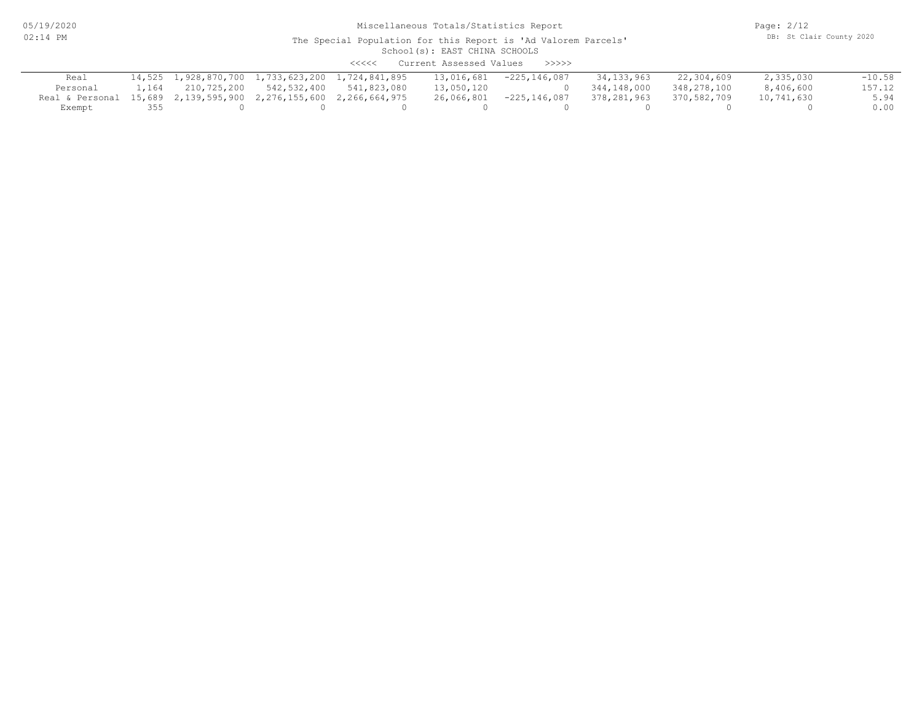# Miscellaneous Totals/Statistics Report

The Special Population for this Report is 'Ad Valorem Parcels'

School(s): EAST CHINA SCHOOLS

<<<<< Current Assessed Values >>>>>

| | | | | | | | | | | |
|---|---|---|---|---|---|---|---|---|---|---|
| Real | 14,525 | 1,928,870,700 | 1,733,623,200 | 1,724,841,895 | 13,016,681 | -225,146,087 | 34,133,963 | 22,304,609 | 2,335,030 | -10.58 |
| Personal | 1,164 | 210,725,200 | 542,532,400 | 541,823,080 | 13,050,120 | 0 | 344,148,000 | 348,278,100 | 8,406,600 | 157.12 |
| Real & Personal | 15,689 | 2,139,595,900 | 2,276,155,600 | 2,266,664,975 | 26,066,801 | -225,146,087 | 378,281,963 | 370,582,709 | 10,741,630 | 5.94 |
| Exempt | 355 | 0 | 0 | 0 | 0 | 0 | 0 | 0 | 0 | 0.00 |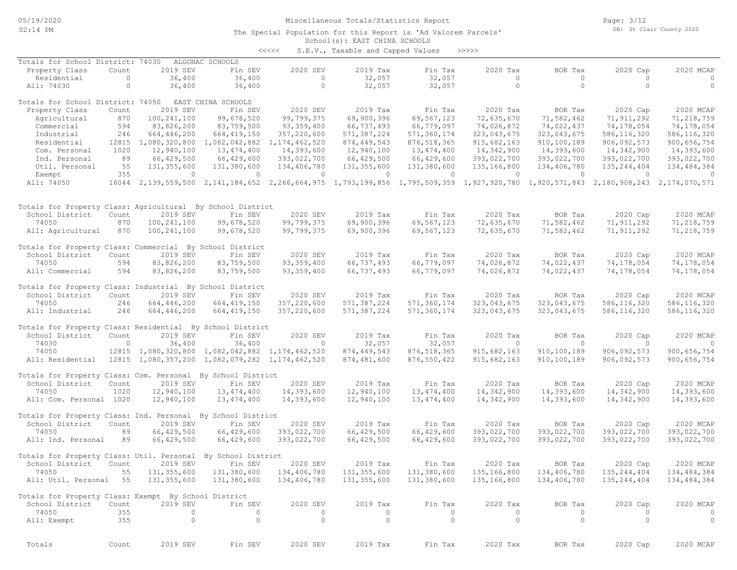Miscellaneous Totals/Statistics Report

The Special Population for this Report is 'Ad Valorem Parcels'

School(s): EAST CHINA SCHOOLS

<<<<< S.E.V., Taxable and Capped Values >>>>>

Totals for School District: 74030 ALGONAC SCHOOLS

| Property Class | Count | 2019 SEV | Fin SEV | 2020 SEV | 2019 Tax | Fin Tax | 2020 Tax | BOR Tax | 2020 Cap | 2020 MCAP |
|---|---|---|---|---|---|---|---|---|---|---|
| Residential | 0 | 36,400 | 36,400 | 0 | 32,057 | 32,057 | 0 | 0 | 0 | 0 |
| All: 74030 | 0 | 36,400 | 36,400 | 0 | 32,057 | 32,057 | 0 | 0 | 0 | 0 |

Totals for School District: 74050 EAST CHINA SCHOOLS

| Property Class | Count | 2019 SEV | Fin SEV | 2020 SEV | 2019 Tax | Fin Tax | 2020 Tax | BOR Tax | 2020 Cap | 2020 MCAP |
|---|---|---|---|---|---|---|---|---|---|---|
| Agricultural | 870 | 100,241,100 | 99,678,520 | 99,799,375 | 69,900,396 | 69,567,123 | 72,635,670 | 71,582,462 | 71,911,292 | 71,218,759 |
| Commercial | 594 | 83,826,200 | 83,759,500 | 93,359,400 | 66,737,493 | 66,779,097 | 74,026,872 | 74,022,437 | 74,178,054 | 74,178,054 |
| Industrial | 246 | 664,446,200 | 664,419,150 | 357,220,600 | 571,387,224 | 571,360,174 | 323,043,675 | 323,043,675 | 586,116,320 | 586,116,320 |
| Residential | 12815 | 1,080,320,800 | 1,082,042,882 | 1,174,462,520 | 874,449,543 | 876,518,365 | 915,682,163 | 910,100,189 | 906,092,573 | 900,656,754 |
| Com. Personal | 1020 | 12,940,100 | 13,474,400 | 14,393,600 | 12,940,100 | 13,474,400 | 14,342,900 | 14,393,600 | 14,342,900 | 14,393,600 |
| Ind. Personal | 89 | 66,429,500 | 66,429,600 | 393,022,700 | 66,429,500 | 66,429,600 | 393,022,700 | 393,022,700 | 393,022,700 | 393,022,700 |
| Util. Personal | 55 | 131,355,600 | 131,380,600 | 134,406,780 | 131,355,600 | 131,380,600 | 135,166,800 | 134,406,780 | 135,244,404 | 134,484,384 |
| Exempt | 355 | 0 | 0 | 0 | 0 | 0 | 0 | 0 | 0 | 0 |
| All: 74050 | 16044 | 2,139,559,500 | 2,141,184,652 | 2,266,664,975 | 1,793,199,856 | 1,795,509,359 | 1,927,920,780 | 1,920,571,843 | 2,180,908,243 | 2,174,070,571 |

Totals for Property Class: Agricultural By School District

| School District | Count | 2019 SEV | Fin SEV | 2020 SEV | 2019 Tax | Fin Tax | 2020 Tax | BOR Tax | 2020 Cap | 2020 MCAP |
|---|---|---|---|---|---|---|---|---|---|---|
| 74050 | 870 | 100,241,100 | 99,678,520 | 99,799,375 | 69,900,396 | 69,567,123 | 72,635,670 | 71,582,462 | 71,911,292 | 71,218,759 |
| All: Agricultural | 870 | 100,241,100 | 99,678,520 | 99,799,375 | 69,900,396 | 69,567,123 | 72,635,670 | 71,582,462 | 71,911,292 | 71,218,759 |

Totals for Property Class: Commercial By School District

| School District | Count | 2019 SEV | Fin SEV | 2020 SEV | 2019 Tax | Fin Tax | 2020 Tax | BOR Tax | 2020 Cap | 2020 MCAP |
|---|---|---|---|---|---|---|---|---|---|---|
| 74050 | 594 | 83,826,200 | 83,759,500 | 93,359,400 | 66,737,493 | 66,779,097 | 74,026,872 | 74,022,437 | 74,178,054 | 74,178,054 |
| All: Commercial | 594 | 83,826,200 | 83,759,500 | 93,359,400 | 66,737,493 | 66,779,097 | 74,026,872 | 74,022,437 | 74,178,054 | 74,178,054 |

Totals for Property Class: Industrial By School District

| School District | Count | 2019 SEV | Fin SEV | 2020 SEV | 2019 Tax | Fin Tax | 2020 Tax | BOR Tax | 2020 Cap | 2020 MCAP |
|---|---|---|---|---|---|---|---|---|---|---|
| 74050 | 246 | 664,446,200 | 664,419,150 | 357,220,600 | 571,387,224 | 571,360,174 | 323,043,675 | 323,043,675 | 586,116,320 | 586,116,320 |
| All: Industrial | 246 | 664,446,200 | 664,419,150 | 357,220,600 | 571,387,224 | 571,360,174 | 323,043,675 | 323,043,675 | 586,116,320 | 586,116,320 |

Totals for Property Class: Residential By School District

| School District | Count | 2019 SEV | Fin SEV | 2020 SEV | 2019 Tax | Fin Tax | 2020 Tax | BOR Tax | 2020 Cap | 2020 MCAP |
|---|---|---|---|---|---|---|---|---|---|---|
| 74030 | 0 | 36,400 | 36,400 | 0 | 32,057 | 32,057 | 0 | 0 | 0 | 0 |
| 74050 | 12815 | 1,080,320,800 | 1,082,042,882 | 1,174,462,520 | 874,449,543 | 876,518,365 | 915,682,163 | 910,100,189 | 906,092,573 | 900,656,754 |
| All: Residential | 12815 | 1,080,357,200 | 1,082,079,282 | 1,174,462,520 | 874,481,600 | 876,550,422 | 915,682,163 | 910,100,189 | 906,092,573 | 900,656,754 |

Totals for Property Class: Com. Personal By School District

| School District | Count | 2019 SEV | Fin SEV | 2020 SEV | 2019 Tax | Fin Tax | 2020 Tax | BOR Tax | 2020 Cap | 2020 MCAP |
|---|---|---|---|---|---|---|---|---|---|---|
| 74050 | 1020 | 12,940,100 | 13,474,400 | 14,393,600 | 12,940,100 | 13,474,400 | 14,342,900 | 14,393,600 | 14,342,900 | 14,393,600 |
| All: Com. Personal | 1020 | 12,940,100 | 13,474,400 | 14,393,600 | 12,940,100 | 13,474,400 | 14,342,900 | 14,393,600 | 14,342,900 | 14,393,600 |

Totals for Property Class: Ind. Personal By School District

| School District | Count | 2019 SEV | Fin SEV | 2020 SEV | 2019 Tax | Fin Tax | 2020 Tax | BOR Tax | 2020 Cap | 2020 MCAP |
|---|---|---|---|---|---|---|---|---|---|---|
| 74050 | 89 | 66,429,500 | 66,429,600 | 393,022,700 | 66,429,500 | 66,429,600 | 393,022,700 | 393,022,700 | 393,022,700 | 393,022,700 |
| All: Ind. Personal | 89 | 66,429,500 | 66,429,600 | 393,022,700 | 66,429,500 | 66,429,600 | 393,022,700 | 393,022,700 | 393,022,700 | 393,022,700 |

Totals for Property Class: Util. Personal By School District

| School District | Count | 2019 SEV | Fin SEV | 2020 SEV | 2019 Tax | Fin Tax | 2020 Tax | BOR Tax | 2020 Cap | 2020 MCAP |
|---|---|---|---|---|---|---|---|---|---|---|
| 74050 | 55 | 131,355,600 | 131,380,600 | 134,406,780 | 131,355,600 | 131,380,600 | 135,166,800 | 134,406,780 | 135,244,404 | 134,484,384 |
| All: Util. Personal | 55 | 131,355,600 | 131,380,600 | 134,406,780 | 131,355,600 | 131,380,600 | 135,166,800 | 134,406,780 | 135,244,404 | 134,484,384 |

Totals for Property Class: Exempt By School District

| School District | Count | 2019 SEV | Fin SEV | 2020 SEV | 2019 Tax | Fin Tax | 2020 Tax | BOR Tax | 2020 Cap | 2020 MCAP |
|---|---|---|---|---|---|---|---|---|---|---|
| 74050 | 355 | 0 | 0 | 0 | 0 | 0 | 0 | 0 | 0 | 0 |
| All: Exempt | 355 | 0 | 0 | 0 | 0 | 0 | 0 | 0 | 0 | 0 |

| Totals | Count | 2019 SEV | Fin SEV | 2020 SEV | 2019 Tax | Fin Tax | 2020 Tax | BOR Tax | 2020 Cap | 2020 MCAP |
|---|---|---|---|---|---|---|---|---|---|---|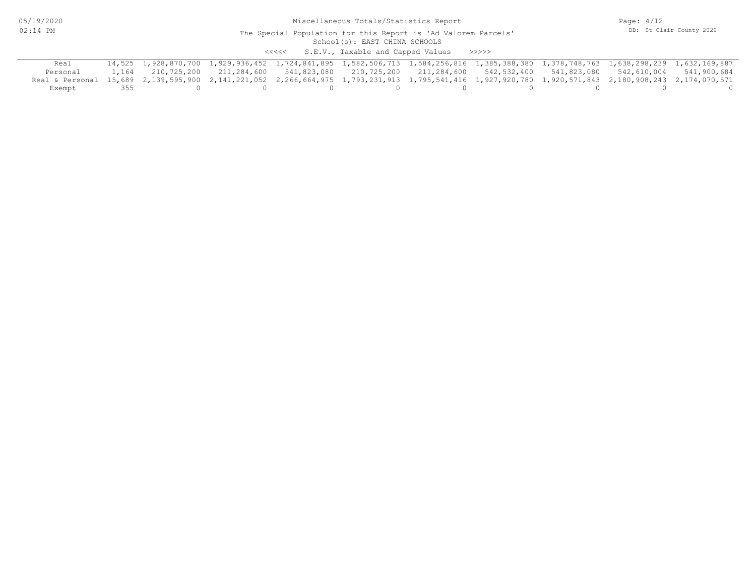Miscellaneous Totals/Statistics Report

The Special Population for this Report is 'Ad Valorem Parcels'

School(s): EAST CHINA SCHOOLS

<<<<< S.E.V., Taxable and Capped Values >>>>>

| | | | | | | | | | | |
|---|---|---|---|---|---|---|---|---|---|---|
| Real | 14,525 | 1,928,870,700 | 1,929,936,452 | 1,724,841,895 | 1,582,506,713 | 1,584,256,816 | 1,385,388,380 | 1,378,748,763 | 1,638,298,239 | 1,632,169,887 |
| Personal | 1,164 | 210,725,200 | 211,284,600 | 541,823,080 | 210,725,200 | 211,284,600 | 542,532,400 | 541,823,080 | 542,610,004 | 541,900,684 |
| Real & Personal | 15,689 | 2,139,595,900 | 2,141,221,052 | 2,266,664,975 | 1,793,231,913 | 1,795,541,416 | 1,927,920,780 | 1,920,571,843 | 2,180,908,243 | 2,174,070,571 |
| Exempt | 355 | 0 | 0 | 0 | 0 | 0 | 0 | 0 | 0 | 0 |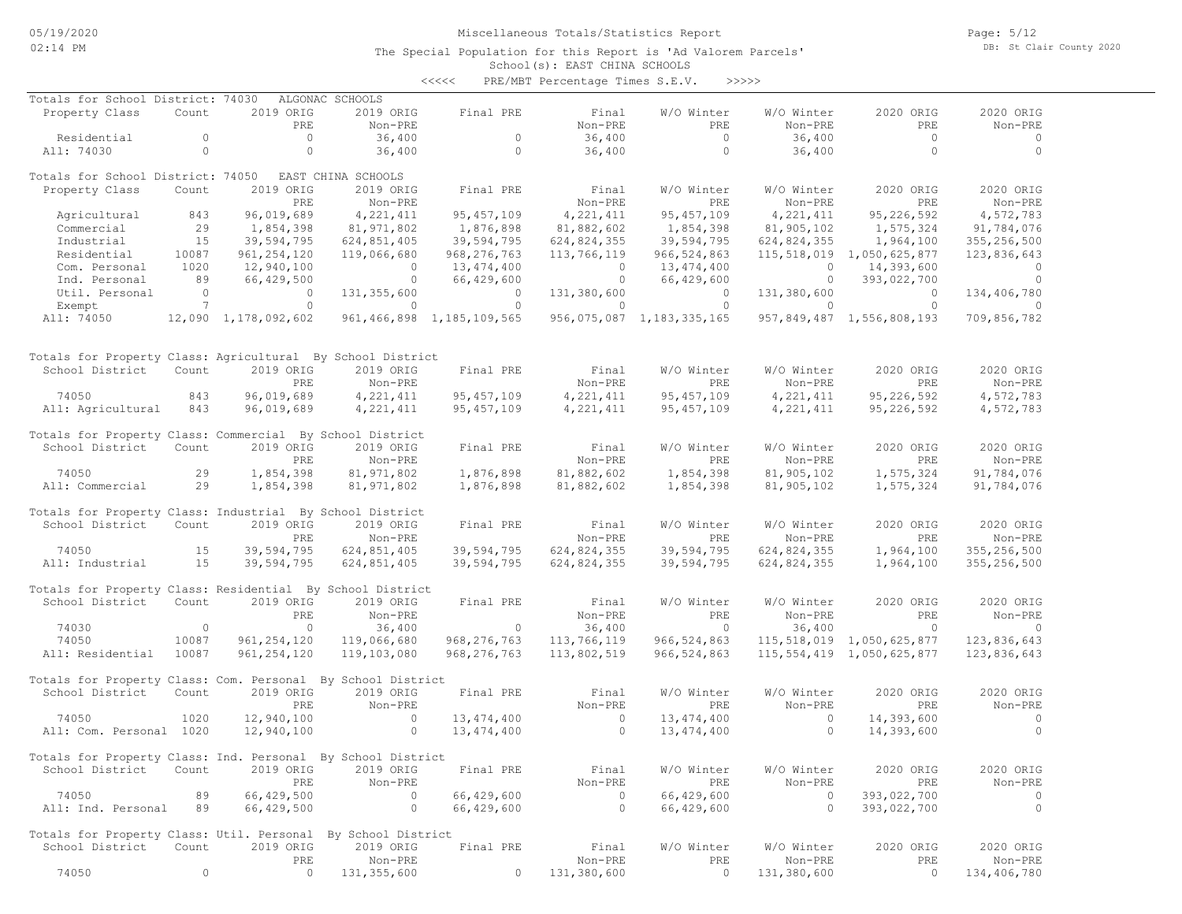Miscellaneous Totals/Statistics Report

The Special Population for this Report is 'Ad Valorem Parcels'

School(s): EAST CHINA SCHOOLS

<<<<< PRE/MBT Percentage Times S.E.V. >>>>>

Totals for School District: 74030 ALGONAC SCHOOLS

| Property Class | Count | 2019 ORIG PRE | 2019 ORIG Non-PRE | Final PRE | Final Non-PRE | W/O Winter PRE | W/O Winter Non-PRE | 2020 ORIG PRE | 2020 ORIG Non-PRE |
|---|---|---|---|---|---|---|---|---|---|
| Residential | 0 | 0 | 36,400 | 0 | 36,400 | 0 | 36,400 | 0 | 0 |
| All: 74030 | 0 | 0 | 36,400 | 0 | 36,400 | 0 | 36,400 | 0 | 0 |

Totals for School District: 74050 EAST CHINA SCHOOLS

| Property Class | Count | 2019 ORIG PRE | 2019 ORIG Non-PRE | Final PRE | Final Non-PRE | W/O Winter PRE | W/O Winter Non-PRE | 2020 ORIG PRE | 2020 ORIG Non-PRE |
|---|---|---|---|---|---|---|---|---|---|
| Agricultural | 843 | 96,019,689 | 4,221,411 | 95,457,109 | 4,221,411 | 95,457,109 | 4,221,411 | 95,226,592 | 4,572,783 |
| Commercial | 29 | 1,854,398 | 81,971,802 | 1,876,898 | 81,882,602 | 1,854,398 | 81,905,102 | 1,575,324 | 91,784,076 |
| Industrial | 15 | 39,594,795 | 624,851,405 | 39,594,795 | 624,824,355 | 39,594,795 | 624,824,355 | 1,964,100 | 355,256,500 |
| Residential | 10087 | 961,254,120 | 119,066,680 | 968,276,763 | 113,766,119 | 966,524,863 | 115,518,019 | 1,050,625,877 | 123,836,643 |
| Com. Personal | 1020 | 12,940,100 | 0 | 13,474,400 | 0 | 13,474,400 | 0 | 14,393,600 | 0 |
| Ind. Personal | 89 | 66,429,500 | 0 | 66,429,600 | 0 | 66,429,600 | 0 | 393,022,700 | 0 |
| Util. Personal | 0 | 0 | 131,355,600 | 0 | 131,380,600 | 0 | 131,380,600 | 0 | 134,406,780 |
| Exempt | 7 | 0 | 0 | 0 | 0 | 0 | 0 | 0 | 0 |
| All: 74050 | 12,090 | 1,178,092,602 | 961,466,898 | 1,185,109,565 | 956,075,087 | 1,183,335,165 | 957,849,487 | 1,556,808,193 | 709,856,782 |

Totals for Property Class: Agricultural By School District

| School District | Count | 2019 ORIG PRE | 2019 ORIG Non-PRE | Final PRE | Final Non-PRE | W/O Winter PRE | W/O Winter Non-PRE | 2020 ORIG PRE | 2020 ORIG Non-PRE |
|---|---|---|---|---|---|---|---|---|---|
| 74050 | 843 | 96,019,689 | 4,221,411 | 95,457,109 | 4,221,411 | 95,457,109 | 4,221,411 | 95,226,592 | 4,572,783 |
| All: Agricultural | 843 | 96,019,689 | 4,221,411 | 95,457,109 | 4,221,411 | 95,457,109 | 4,221,411 | 95,226,592 | 4,572,783 |

Totals for Property Class: Commercial By School District

| School District | Count | 2019 ORIG PRE | 2019 ORIG Non-PRE | Final PRE | Final Non-PRE | W/O Winter PRE | W/O Winter Non-PRE | 2020 ORIG PRE | 2020 ORIG Non-PRE |
|---|---|---|---|---|---|---|---|---|---|
| 74050 | 29 | 1,854,398 | 81,971,802 | 1,876,898 | 81,882,602 | 1,854,398 | 81,905,102 | 1,575,324 | 91,784,076 |
| All: Commercial | 29 | 1,854,398 | 81,971,802 | 1,876,898 | 81,882,602 | 1,854,398 | 81,905,102 | 1,575,324 | 91,784,076 |

Totals for Property Class: Industrial By School District

| School District | Count | 2019 ORIG PRE | 2019 ORIG Non-PRE | Final PRE | Final Non-PRE | W/O Winter PRE | W/O Winter Non-PRE | 2020 ORIG PRE | 2020 ORIG Non-PRE |
|---|---|---|---|---|---|---|---|---|---|
| 74050 | 15 | 39,594,795 | 624,851,405 | 39,594,795 | 624,824,355 | 39,594,795 | 624,824,355 | 1,964,100 | 355,256,500 |
| All: Industrial | 15 | 39,594,795 | 624,851,405 | 39,594,795 | 624,824,355 | 39,594,795 | 624,824,355 | 1,964,100 | 355,256,500 |

Totals for Property Class: Residential By School District

| School District | Count | 2019 ORIG PRE | 2019 ORIG Non-PRE | Final PRE | Final Non-PRE | W/O Winter PRE | W/O Winter Non-PRE | 2020 ORIG PRE | 2020 ORIG Non-PRE |
|---|---|---|---|---|---|---|---|---|---|
| 74030 | 0 | 0 | 36,400 | 0 | 36,400 | 0 | 36,400 | 0 | 0 |
| 74050 | 10087 | 961,254,120 | 119,066,680 | 968,276,763 | 113,766,119 | 966,524,863 | 115,518,019 | 1,050,625,877 | 123,836,643 |
| All: Residential | 10087 | 961,254,120 | 119,103,080 | 968,276,763 | 113,802,519 | 966,524,863 | 115,554,419 | 1,050,625,877 | 123,836,643 |

Totals for Property Class: Com. Personal By School District

| School District | Count | 2019 ORIG PRE | 2019 ORIG Non-PRE | Final PRE | Final Non-PRE | W/O Winter PRE | W/O Winter Non-PRE | 2020 ORIG PRE | 2020 ORIG Non-PRE |
|---|---|---|---|---|---|---|---|---|---|
| 74050 | 1020 | 12,940,100 | 0 | 13,474,400 | 0 | 13,474,400 | 0 | 14,393,600 | 0 |
| All: Com. Personal | 1020 | 12,940,100 | 0 | 13,474,400 | 0 | 13,474,400 | 0 | 14,393,600 | 0 |

Totals for Property Class: Ind. Personal By School District

| School District | Count | 2019 ORIG PRE | 2019 ORIG Non-PRE | Final PRE | Final Non-PRE | W/O Winter PRE | W/O Winter Non-PRE | 2020 ORIG PRE | 2020 ORIG Non-PRE |
|---|---|---|---|---|---|---|---|---|---|
| 74050 | 89 | 66,429,500 | 0 | 66,429,600 | 0 | 66,429,600 | 0 | 393,022,700 | 0 |
| All: Ind. Personal | 89 | 66,429,500 | 0 | 66,429,600 | 0 | 66,429,600 | 0 | 393,022,700 | 0 |

Totals for Property Class: Util. Personal By School District

| School District | Count | 2019 ORIG PRE | 2019 ORIG Non-PRE | Final PRE | Final Non-PRE | W/O Winter PRE | W/O Winter Non-PRE | 2020 ORIG PRE | 2020 ORIG Non-PRE |
|---|---|---|---|---|---|---|---|---|---|
| 74050 | 0 | 0 | 131,355,600 | 0 | 131,380,600 | 0 | 131,380,600 | 0 | 134,406,780 |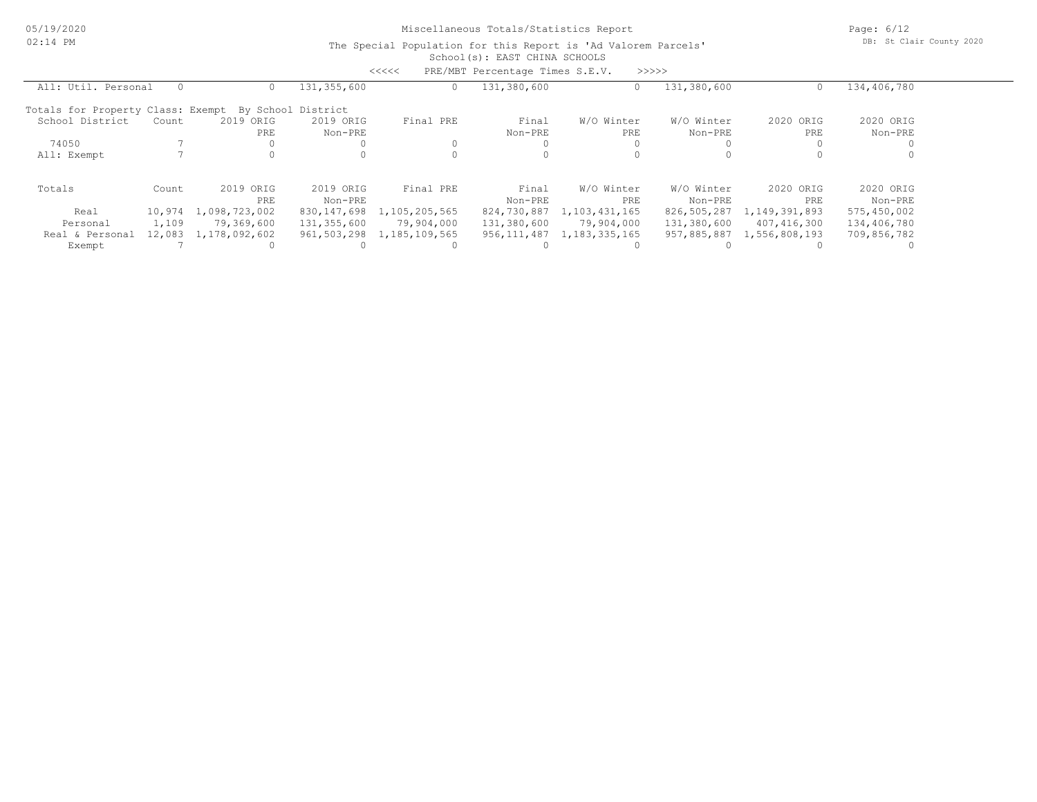Miscellaneous Totals/Statistics Report

The Special Population for this Report is 'Ad Valorem Parcels'

School(s): EAST CHINA SCHOOLS

<<<<< PRE/MBT Percentage Times S.E.V. >>>>>

| All: Util. Personal | 0 | 0 | 131,355,600 | 0 | 131,380,600 | 0 | 131,380,600 | 0 | 134,406,780 |
|---|---|---|---|---|---|---|---|---|---|

Totals for Property Class: Exempt By School District

| School District | Count | 2019 ORIG PRE | 2019 ORIG Non-PRE | Final PRE | Final Non-PRE | W/O Winter PRE | W/O Winter Non-PRE | 2020 ORIG PRE | 2020 ORIG Non-PRE |
|---|---|---|---|---|---|---|---|---|---|
| 74050 | 7 | 0 | 0 | 0 | 0 | 0 | 0 | 0 | 0 |
| All: Exempt | 7 | 0 | 0 | 0 | 0 | 0 | 0 | 0 | 0 |

| Totals | Count | 2019 ORIG PRE | 2019 ORIG Non-PRE | Final PRE | Final Non-PRE | W/O Winter PRE | W/O Winter Non-PRE | 2020 ORIG PRE | 2020 ORIG Non-PRE |
|---|---|---|---|---|---|---|---|---|---|
| Real | 10,974 | 1,098,723,002 | 830,147,698 | 1,105,205,565 | 824,730,887 | 1,103,431,165 | 826,505,287 | 1,149,391,893 | 575,450,002 |
| Personal | 1,109 | 79,369,600 | 131,355,600 | 79,904,000 | 131,380,600 | 79,904,000 | 131,380,600 | 407,416,300 | 134,406,780 |
| Real & Personal | 12,083 | 1,178,092,602 | 961,503,298 | 1,185,109,565 | 956,111,487 | 1,183,335,165 | 957,885,887 | 1,556,808,193 | 709,856,782 |
| Exempt | 7 | 0 | 0 | 0 | 0 | 0 | 0 | 0 | 0 |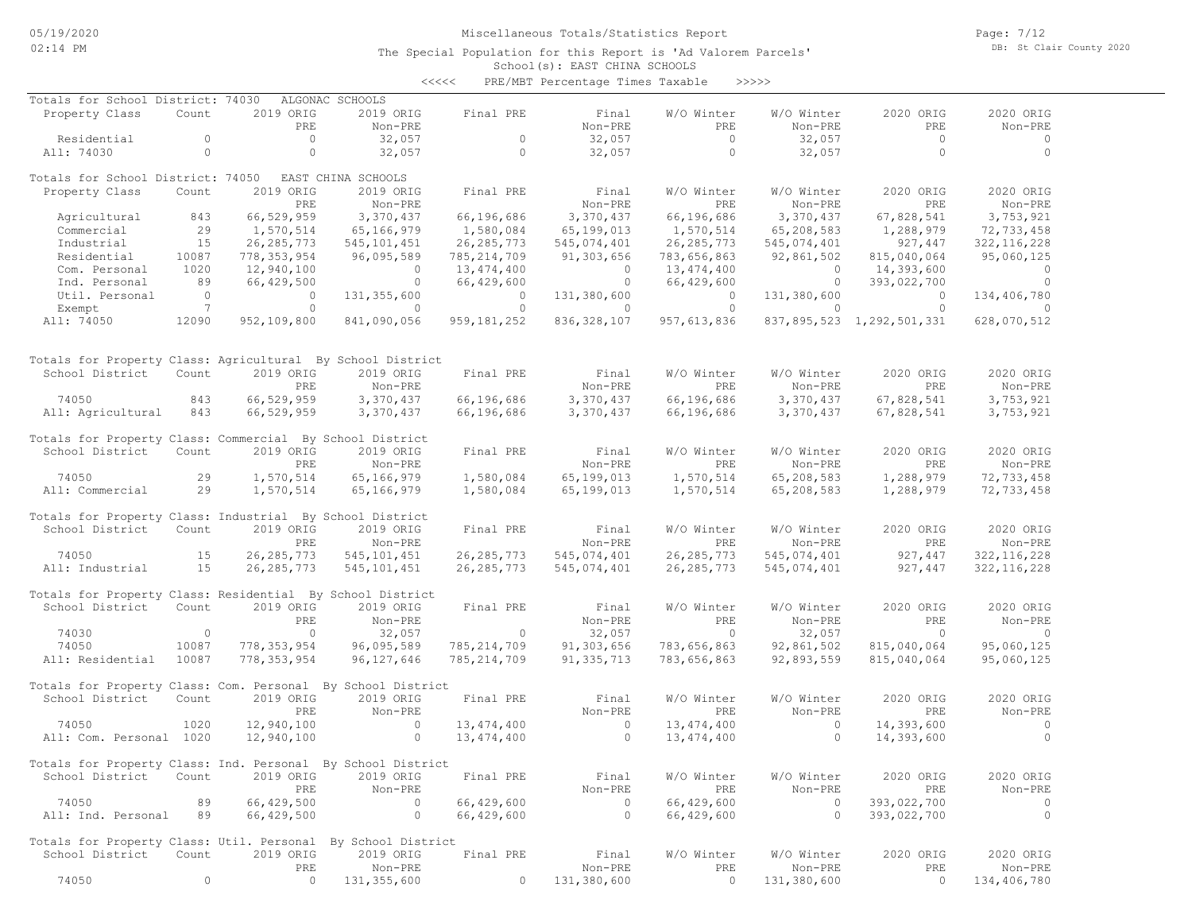# Miscellaneous Totals/Statistics Report

The Special Population for this Report is 'Ad Valorem Parcels'

School(s): EAST CHINA SCHOOLS

<<<<< PRE/MBT Percentage Times Taxable >>>>>

## Totals for School District: 74030 ALGONAC SCHOOLS

| Property Class | Count | 2019 ORIG PRE | 2019 ORIG Non-PRE | Final PRE | Final Non-PRE | W/O Winter PRE | W/O Winter Non-PRE | 2020 ORIG PRE | 2020 ORIG Non-PRE |
|---|---|---|---|---|---|---|---|---|---|
| Residential | 0 | 0 | 32,057 | 0 | 32,057 | 0 | 32,057 | 0 | 0 |
| All: 74030 | 0 | 0 | 32,057 | 0 | 32,057 | 0 | 32,057 | 0 | 0 |

## Totals for School District: 74050 EAST CHINA SCHOOLS

| Property Class | Count | 2019 ORIG PRE | 2019 ORIG Non-PRE | Final PRE | Final Non-PRE | W/O Winter PRE | W/O Winter Non-PRE | 2020 ORIG PRE | 2020 ORIG Non-PRE |
|---|---|---|---|---|---|---|---|---|---|
| Agricultural | 843 | 66,529,959 | 3,370,437 | 66,196,686 | 3,370,437 | 66,196,686 | 3,370,437 | 67,828,541 | 3,753,921 |
| Commercial | 29 | 1,570,514 | 65,166,979 | 1,580,084 | 65,199,013 | 1,570,514 | 65,208,583 | 1,288,979 | 72,733,458 |
| Industrial | 15 | 26,285,773 | 545,101,451 | 26,285,773 | 545,074,401 | 26,285,773 | 545,074,401 | 927,447 | 322,116,228 |
| Residential | 10087 | 778,353,954 | 96,095,589 | 785,214,709 | 91,303,656 | 783,656,863 | 92,861,502 | 815,040,064 | 95,060,125 |
| Com. Personal | 1020 | 12,940,100 | 0 | 13,474,400 | 0 | 13,474,400 | 0 | 14,393,600 | 0 |
| Ind. Personal | 89 | 66,429,500 | 0 | 66,429,600 | 0 | 66,429,600 | 0 | 393,022,700 | 0 |
| Util. Personal | 0 | 0 | 131,355,600 | 0 | 131,380,600 | 0 | 131,380,600 | 0 | 134,406,780 |
| Exempt | 7 | 0 | 0 | 0 | 0 | 0 | 0 | 0 | 0 |
| All: 74050 | 12090 | 952,109,800 | 841,090,056 | 959,181,252 | 836,328,107 | 957,613,836 | 837,895,523 | 1,292,501,331 | 628,070,512 |

## Totals for Property Class: Agricultural By School District

| School District | Count | 2019 ORIG PRE | 2019 ORIG Non-PRE | Final PRE | Final Non-PRE | W/O Winter PRE | W/O Winter Non-PRE | 2020 ORIG PRE | 2020 ORIG Non-PRE |
|---|---|---|---|---|---|---|---|---|---|
| 74050 | 843 | 66,529,959 | 3,370,437 | 66,196,686 | 3,370,437 | 66,196,686 | 3,370,437 | 67,828,541 | 3,753,921 |
| All: Agricultural | 843 | 66,529,959 | 3,370,437 | 66,196,686 | 3,370,437 | 66,196,686 | 3,370,437 | 67,828,541 | 3,753,921 |

## Totals for Property Class: Commercial By School District

| School District | Count | 2019 ORIG PRE | 2019 ORIG Non-PRE | Final PRE | Final Non-PRE | W/O Winter PRE | W/O Winter Non-PRE | 2020 ORIG PRE | 2020 ORIG Non-PRE |
|---|---|---|---|---|---|---|---|---|---|
| 74050 | 29 | 1,570,514 | 65,166,979 | 1,580,084 | 65,199,013 | 1,570,514 | 65,208,583 | 1,288,979 | 72,733,458 |
| All: Commercial | 29 | 1,570,514 | 65,166,979 | 1,580,084 | 65,199,013 | 1,570,514 | 65,208,583 | 1,288,979 | 72,733,458 |

## Totals for Property Class: Industrial By School District

| School District | Count | 2019 ORIG PRE | 2019 ORIG Non-PRE | Final PRE | Final Non-PRE | W/O Winter PRE | W/O Winter Non-PRE | 2020 ORIG PRE | 2020 ORIG Non-PRE |
|---|---|---|---|---|---|---|---|---|---|
| 74050 | 15 | 26,285,773 | 545,101,451 | 26,285,773 | 545,074,401 | 26,285,773 | 545,074,401 | 927,447 | 322,116,228 |
| All: Industrial | 15 | 26,285,773 | 545,101,451 | 26,285,773 | 545,074,401 | 26,285,773 | 545,074,401 | 927,447 | 322,116,228 |

## Totals for Property Class: Residential By School District

| School District | Count | 2019 ORIG PRE | 2019 ORIG Non-PRE | Final PRE | Final Non-PRE | W/O Winter PRE | W/O Winter Non-PRE | 2020 ORIG PRE | 2020 ORIG Non-PRE |
|---|---|---|---|---|---|---|---|---|---|
| 74030 | 0 | 0 | 32,057 | 0 | 32,057 | 0 | 32,057 | 0 | 0 |
| 74050 | 10087 | 778,353,954 | 96,095,589 | 785,214,709 | 91,303,656 | 783,656,863 | 92,861,502 | 815,040,064 | 95,060,125 |
| All: Residential | 10087 | 778,353,954 | 96,127,646 | 785,214,709 | 91,335,713 | 783,656,863 | 92,893,559 | 815,040,064 | 95,060,125 |

## Totals for Property Class: Com. Personal By School District

| School District | Count | 2019 ORIG PRE | 2019 ORIG Non-PRE | Final PRE | Final Non-PRE | W/O Winter PRE | W/O Winter Non-PRE | 2020 ORIG PRE | 2020 ORIG Non-PRE |
|---|---|---|---|---|---|---|---|---|---|
| 74050 | 1020 | 12,940,100 | 0 | 13,474,400 | 0 | 13,474,400 | 0 | 14,393,600 | 0 |
| All: Com. Personal | 1020 | 12,940,100 | 0 | 13,474,400 | 0 | 13,474,400 | 0 | 14,393,600 | 0 |

## Totals for Property Class: Ind. Personal By School District

| School District | Count | 2019 ORIG PRE | 2019 ORIG Non-PRE | Final PRE | Final Non-PRE | W/O Winter PRE | W/O Winter Non-PRE | 2020 ORIG PRE | 2020 ORIG Non-PRE |
|---|---|---|---|---|---|---|---|---|---|
| 74050 | 89 | 66,429,500 | 0 | 66,429,600 | 0 | 66,429,600 | 0 | 393,022,700 | 0 |
| All: Ind. Personal | 89 | 66,429,500 | 0 | 66,429,600 | 0 | 66,429,600 | 0 | 393,022,700 | 0 |

## Totals for Property Class: Util. Personal By School District

| School District | Count | 2019 ORIG PRE | 2019 ORIG Non-PRE | Final PRE | Final Non-PRE | W/O Winter PRE | W/O Winter Non-PRE | 2020 ORIG PRE | 2020 ORIG Non-PRE |
|---|---|---|---|---|---|---|---|---|---|
| 74050 | 0 | 0 | 131,355,600 | 0 | 131,380,600 | 0 | 131,380,600 | 0 | 134,406,780 |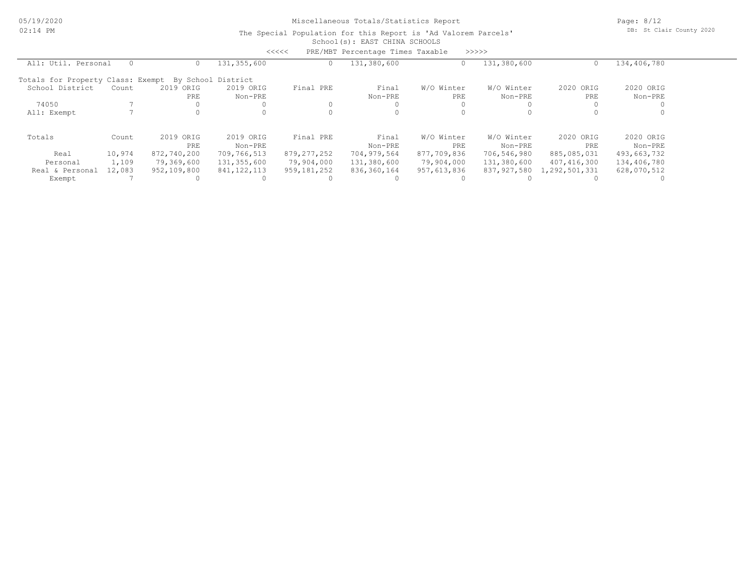Miscellaneous Totals/Statistics Report

The Special Population for this Report is 'Ad Valorem Parcels'

School(s): EAST CHINA SCHOOLS

<<<<< PRE/MBT Percentage Times Taxable >>>>>

| All: Util. Personal | 0 | 0 | 131,355,600 | 0 | 131,380,600 | 0 | 131,380,600 | 0 | 134,406,780 |
|---|---|---|---|---|---|---|---|---|---|

Totals for Property Class: Exempt By School District

| School District | Count | 2019 ORIG PRE | 2019 ORIG Non-PRE | Final PRE | Final Non-PRE | W/O Winter PRE | W/O Winter Non-PRE | 2020 ORIG PRE | 2020 ORIG Non-PRE |
|---|---|---|---|---|---|---|---|---|---|
| 74050 | 7 | 0 | 0 | 0 | 0 | 0 | 0 | 0 | 0 |
| All: Exempt | 7 | 0 | 0 | 0 | 0 | 0 | 0 | 0 | 0 |

| Totals | Count | 2019 ORIG PRE | 2019 ORIG Non-PRE | Final PRE | Final Non-PRE | W/O Winter PRE | W/O Winter Non-PRE | 2020 ORIG PRE | 2020 ORIG Non-PRE |
|---|---|---|---|---|---|---|---|---|---|
| Real | 10,974 | 872,740,200 | 709,766,513 | 879,277,252 | 704,979,564 | 877,709,836 | 706,546,980 | 885,085,031 | 493,663,732 |
| Personal | 1,109 | 79,369,600 | 131,355,600 | 79,904,000 | 131,380,600 | 79,904,000 | 131,380,600 | 407,416,300 | 134,406,780 |
| Real & Personal | 12,083 | 952,109,800 | 841,122,113 | 959,181,252 | 836,360,164 | 957,613,836 | 837,927,580 | 1,292,501,331 | 628,070,512 |
| Exempt | 7 | 0 | 0 | 0 | 0 | 0 | 0 | 0 | 0 |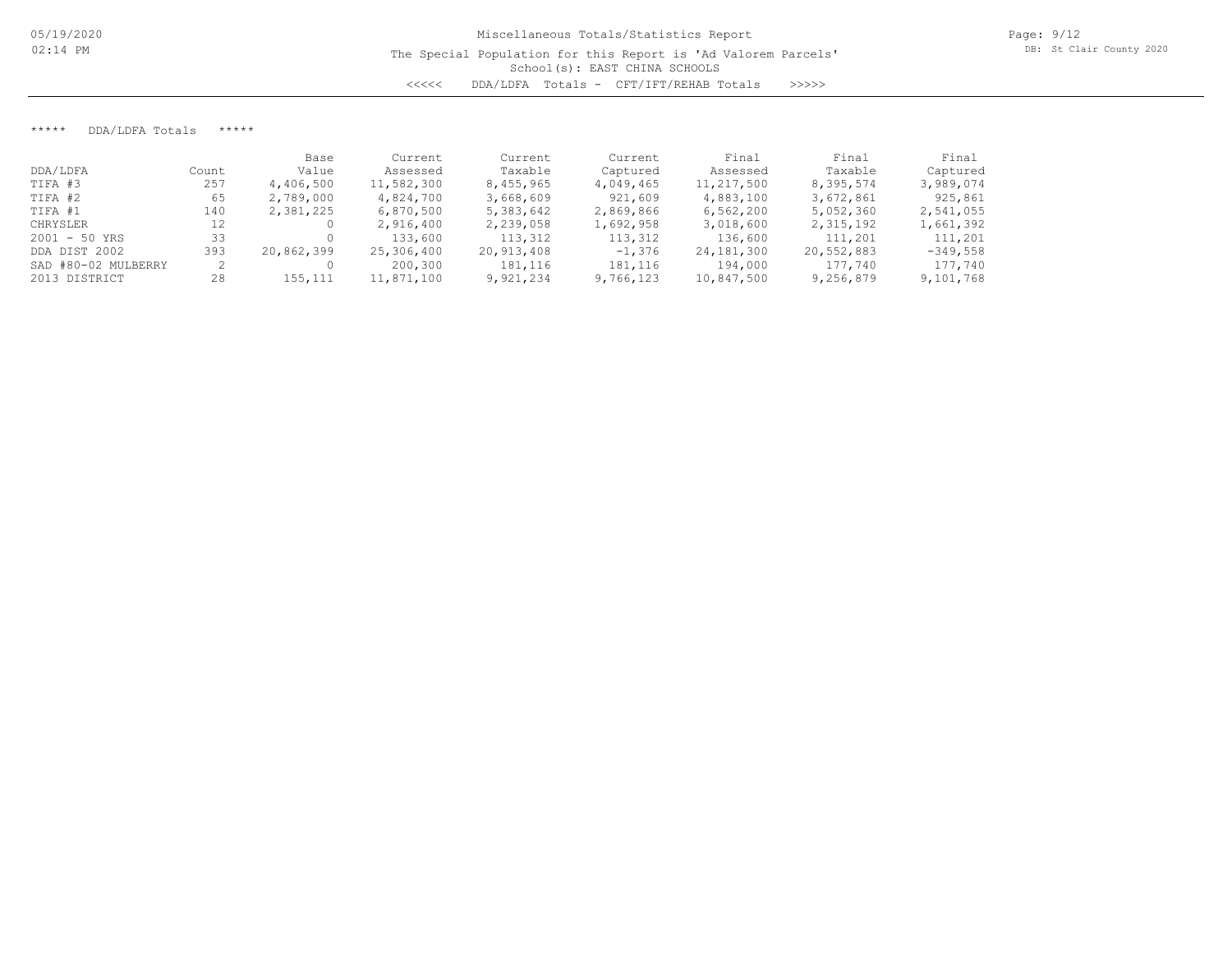Miscellaneous Totals/Statistics Report

The Special Population for this Report is 'Ad Valorem Parcels'

School(s): EAST CHINA SCHOOLS

<<<<< DDA/LDFA Totals - CFT/IFT/REHAB Totals >>>>>

***** DDA/LDFA Totals *****

| DDA/LDFA | Count | Base Value | Current Assessed | Current Taxable | Current Captured | Final Assessed | Final Taxable | Final Captured |
|---|---|---|---|---|---|---|---|---|
| TIFA #3 | 257 | 4,406,500 | 11,582,300 | 8,455,965 | 4,049,465 | 11,217,500 | 8,395,574 | 3,989,074 |
| TIFA #2 | 65 | 2,789,000 | 4,824,700 | 3,668,609 | 921,609 | 4,883,100 | 3,672,861 | 925,861 |
| TIFA #1 | 140 | 2,381,225 | 6,870,500 | 5,383,642 | 2,869,866 | 6,562,200 | 5,052,360 | 2,541,055 |
| CHRYSLER | 12 | 0 | 2,916,400 | 2,239,058 | 1,692,958 | 3,018,600 | 2,315,192 | 1,661,392 |
| 2001 - 50 YRS | 33 | 0 | 133,600 | 113,312 | 113,312 | 136,600 | 111,201 | 111,201 |
| DDA DIST 2002 | 393 | 20,862,399 | 25,306,400 | 20,913,408 | -1,376 | 24,181,300 | 20,552,883 | -349,558 |
| SAD #80-02 MULBERRY | 2 | 0 | 200,300 | 181,116 | 181,116 | 194,000 | 177,740 | 177,740 |
| 2013 DISTRICT | 28 | 155,111 | 11,871,100 | 9,921,234 | 9,766,123 | 10,847,500 | 9,256,879 | 9,101,768 |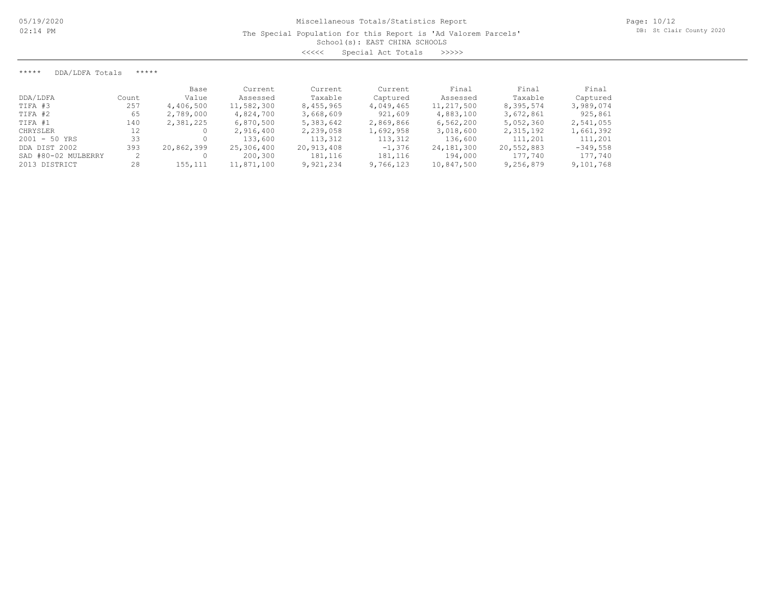Miscellaneous Totals/Statistics Report

The Special Population for this Report is 'Ad Valorem Parcels'

School(s): EAST CHINA SCHOOLS

<<<<< Special Act Totals >>>>>

***** DDA/LDFA Totals *****

| DDA/LDFA | Count | Base Value | Current Assessed | Current Taxable | Current Captured | Final Assessed | Final Taxable | Final Captured |
|---|---|---|---|---|---|---|---|---|
| TIFA #3 | 257 | 4,406,500 | 11,582,300 | 8,455,965 | 4,049,465 | 11,217,500 | 8,395,574 | 3,989,074 |
| TIFA #2 | 65 | 2,789,000 | 4,824,700 | 3,668,609 | 921,609 | 4,883,100 | 3,672,861 | 925,861 |
| TIFA #1 | 140 | 2,381,225 | 6,870,500 | 5,383,642 | 2,869,866 | 6,562,200 | 5,052,360 | 2,541,055 |
| CHRYSLER | 12 | 0 | 2,916,400 | 2,239,058 | 1,692,958 | 3,018,600 | 2,315,192 | 1,661,392 |
| 2001 - 50 YRS | 33 | 0 | 133,600 | 113,312 | 113,312 | 136,600 | 111,201 | 111,201 |
| DDA DIST 2002 | 393 | 20,862,399 | 25,306,400 | 20,913,408 | -1,376 | 24,181,300 | 20,552,883 | -349,558 |
| SAD #80-02 MULBERRY | 2 | 0 | 200,300 | 181,116 | 181,116 | 194,000 | 177,740 | 177,740 |
| 2013 DISTRICT | 28 | 155,111 | 11,871,100 | 9,921,234 | 9,766,123 | 10,847,500 | 9,256,879 | 9,101,768 |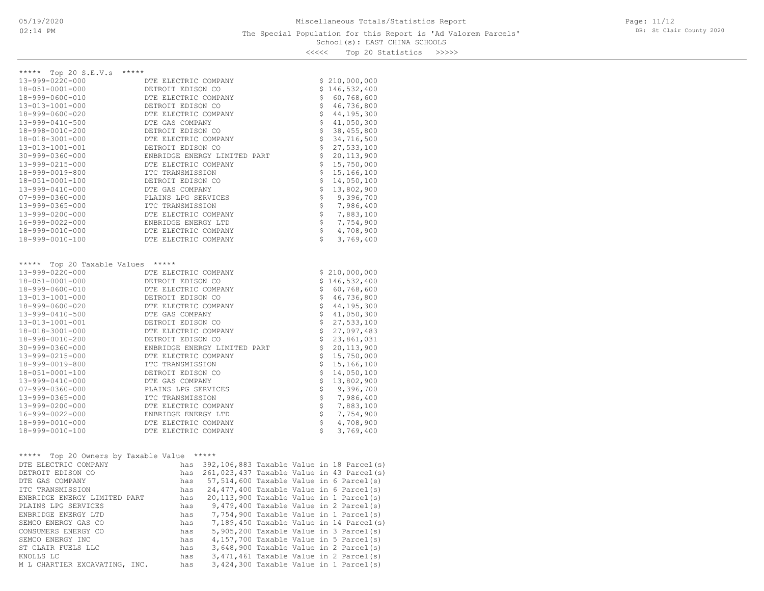# Miscellaneous Totals/Statistics Report

The Special Population for this Report is 'Ad Valorem Parcels'

School(s): EAST CHINA SCHOOLS

<<<<< Top 20 Statistics >>>>>

## ***** Top 20 S.E.V.s *****

| Parcel | Owner | S.E.V. |
|---|---|---|
| 13-999-0220-000 | DTE ELECTRIC COMPANY | $ 210,000,000 |
| 18-051-0001-000 | DETROIT EDISON CO | $ 146,532,400 |
| 18-999-0600-010 | DTE ELECTRIC COMPANY | $ 60,768,600 |
| 13-013-1001-000 | DETROIT EDISON CO | $ 46,736,800 |
| 18-999-0600-020 | DTE ELECTRIC COMPANY | $ 44,195,300 |
| 13-999-0410-500 | DTE GAS COMPANY | $ 41,050,300 |
| 18-998-0010-200 | DETROIT EDISON CO | $ 38,455,800 |
| 18-018-3001-000 | DTE ELECTRIC COMPANY | $ 34,716,500 |
| 13-013-1001-001 | DETROIT EDISON CO | $ 27,533,100 |
| 30-999-0360-000 | ENBRIDGE ENERGY LIMITED PART | $ 20,113,900 |
| 13-999-0215-000 | DTE ELECTRIC COMPANY | $ 15,750,000 |
| 18-999-0019-800 | ITC TRANSMISSION | $ 15,166,100 |
| 18-051-0001-100 | DETROIT EDISON CO | $ 14,050,100 |
| 13-999-0410-000 | DTE GAS COMPANY | $ 13,802,900 |
| 07-999-0360-000 | PLAINS LPG SERVICES | $ 9,396,700 |
| 13-999-0365-000 | ITC TRANSMISSION | $ 7,986,400 |
| 13-999-0200-000 | DTE ELECTRIC COMPANY | $ 7,883,100 |
| 16-999-0022-000 | ENBRIDGE ENERGY LTD | $ 7,754,900 |
| 18-999-0010-000 | DTE ELECTRIC COMPANY | $ 4,708,900 |
| 18-999-0010-100 | DTE ELECTRIC COMPANY | $ 3,769,400 |

## ***** Top 20 Taxable Values *****

| Parcel | Owner | Taxable Value |
|---|---|---|
| 13-999-0220-000 | DTE ELECTRIC COMPANY | $ 210,000,000 |
| 18-051-0001-000 | DETROIT EDISON CO | $ 146,532,400 |
| 18-999-0600-010 | DTE ELECTRIC COMPANY | $ 60,768,600 |
| 13-013-1001-000 | DETROIT EDISON CO | $ 46,736,800 |
| 18-999-0600-020 | DTE ELECTRIC COMPANY | $ 44,195,300 |
| 13-999-0410-500 | DTE GAS COMPANY | $ 41,050,300 |
| 13-013-1001-001 | DETROIT EDISON CO | $ 27,533,100 |
| 18-018-3001-000 | DTE ELECTRIC COMPANY | $ 27,097,483 |
| 18-998-0010-200 | DETROIT EDISON CO | $ 23,861,031 |
| 30-999-0360-000 | ENBRIDGE ENERGY LIMITED PART | $ 20,113,900 |
| 13-999-0215-000 | DTE ELECTRIC COMPANY | $ 15,750,000 |
| 18-999-0019-800 | ITC TRANSMISSION | $ 15,166,100 |
| 18-051-0001-100 | DETROIT EDISON CO | $ 14,050,100 |
| 13-999-0410-000 | DTE GAS COMPANY | $ 13,802,900 |
| 07-999-0360-000 | PLAINS LPG SERVICES | $ 9,396,700 |
| 13-999-0365-000 | ITC TRANSMISSION | $ 7,986,400 |
| 13-999-0200-000 | DTE ELECTRIC COMPANY | $ 7,883,100 |
| 16-999-0022-000 | ENBRIDGE ENERGY LTD | $ 7,754,900 |
| 18-999-0010-000 | DTE ELECTRIC COMPANY | $ 4,708,900 |
| 18-999-0010-100 | DTE ELECTRIC COMPANY | $ 3,769,400 |

## ***** Top 20 Owners by Taxable Value *****

| Owner | | Taxable Value | Parcels |
|---|---|---|---|
| DTE ELECTRIC COMPANY | has | 392,106,883 Taxable Value | in 18 Parcel(s) |
| DETROIT EDISON CO | has | 261,023,437 Taxable Value | in 43 Parcel(s) |
| DTE GAS COMPANY | has | 57,514,600 Taxable Value | in 6 Parcel(s) |
| ITC TRANSMISSION | has | 24,477,400 Taxable Value | in 6 Parcel(s) |
| ENBRIDGE ENERGY LIMITED PART | has | 20,113,900 Taxable Value | in 1 Parcel(s) |
| PLAINS LPG SERVICES | has | 9,479,400 Taxable Value | in 2 Parcel(s) |
| ENBRIDGE ENERGY LTD | has | 7,754,900 Taxable Value | in 1 Parcel(s) |
| SEMCO ENERGY GAS CO | has | 7,189,450 Taxable Value | in 14 Parcel(s) |
| CONSUMERS ENERGY CO | has | 5,905,200 Taxable Value | in 3 Parcel(s) |
| SEMCO ENERGY INC | has | 4,157,700 Taxable Value | in 5 Parcel(s) |
| ST CLAIR FUELS LLC | has | 3,648,900 Taxable Value | in 2 Parcel(s) |
| KNOLLS LC | has | 3,471,461 Taxable Value | in 2 Parcel(s) |
| M L CHARTIER EXCAVATING, INC. | has | 3,424,300 Taxable Value | in 1 Parcel(s) |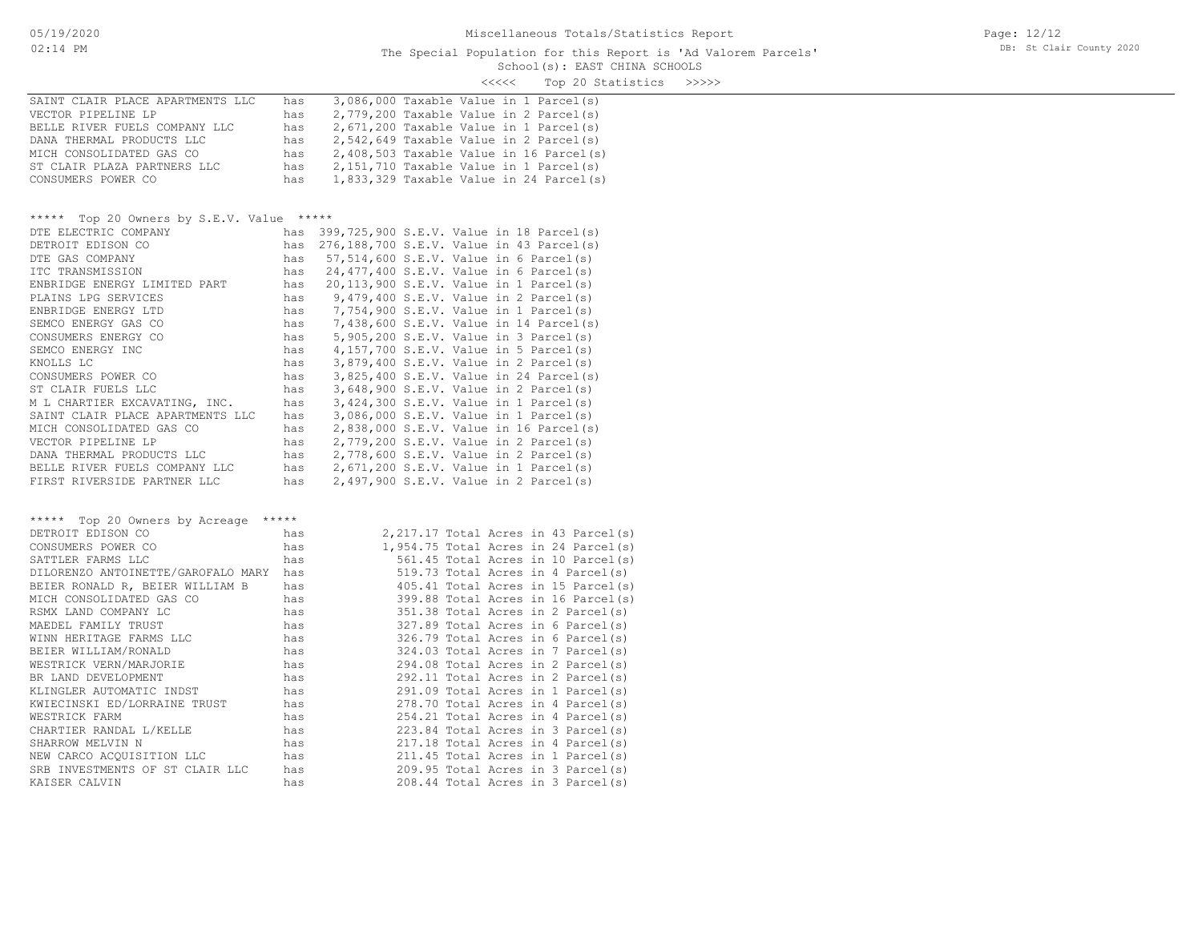| | | |
|---|---|---|
| SAINT CLAIR PLACE APARTMENTS LLC | has | 3,086,000 Taxable Value in 1 Parcel(s) |
| VECTOR PIPELINE LP | has | 2,779,200 Taxable Value in 2 Parcel(s) |
| BELLE RIVER FUELS COMPANY LLC | has | 2,671,200 Taxable Value in 1 Parcel(s) |
| DANA THERMAL PRODUCTS LLC | has | 2,542,649 Taxable Value in 2 Parcel(s) |
| MICH CONSOLIDATED GAS CO | has | 2,408,503 Taxable Value in 16 Parcel(s) |
| ST CLAIR PLAZA PARTNERS LLC | has | 2,151,710 Taxable Value in 1 Parcel(s) |
| CONSUMERS POWER CO | has | 1,833,329 Taxable Value in 24 Parcel(s) |

***** Top 20 Owners by S.E.V. Value *****

| | | |
|---|---|---|
| DTE ELECTRIC COMPANY | has | 399,725,900 S.E.V. Value in 18 Parcel(s) |
| DETROIT EDISON CO | has | 276,188,700 S.E.V. Value in 43 Parcel(s) |
| DTE GAS COMPANY | has | 57,514,600 S.E.V. Value in 6 Parcel(s) |
| ITC TRANSMISSION | has | 24,477,400 S.E.V. Value in 6 Parcel(s) |
| ENBRIDGE ENERGY LIMITED PART | has | 20,113,900 S.E.V. Value in 1 Parcel(s) |
| PLAINS LPG SERVICES | has | 9,479,400 S.E.V. Value in 2 Parcel(s) |
| ENBRIDGE ENERGY LTD | has | 7,754,900 S.E.V. Value in 1 Parcel(s) |
| SEMCO ENERGY GAS CO | has | 7,438,600 S.E.V. Value in 14 Parcel(s) |
| CONSUMERS ENERGY CO | has | 5,905,200 S.E.V. Value in 3 Parcel(s) |
| SEMCO ENERGY INC | has | 4,157,700 S.E.V. Value in 5 Parcel(s) |
| KNOLLS LC | has | 3,879,400 S.E.V. Value in 2 Parcel(s) |
| CONSUMERS POWER CO | has | 3,825,400 S.E.V. Value in 24 Parcel(s) |
| ST CLAIR FUELS LLC | has | 3,648,900 S.E.V. Value in 2 Parcel(s) |
| M L CHARTIER EXCAVATING, INC. | has | 3,424,300 S.E.V. Value in 1 Parcel(s) |
| SAINT CLAIR PLACE APARTMENTS LLC | has | 3,086,000 S.E.V. Value in 1 Parcel(s) |
| MICH CONSOLIDATED GAS CO | has | 2,838,000 S.E.V. Value in 16 Parcel(s) |
| VECTOR PIPELINE LP | has | 2,779,200 S.E.V. Value in 2 Parcel(s) |
| DANA THERMAL PRODUCTS LLC | has | 2,778,600 S.E.V. Value in 2 Parcel(s) |
| BELLE RIVER FUELS COMPANY LLC | has | 2,671,200 S.E.V. Value in 1 Parcel(s) |
| FIRST RIVERSIDE PARTNER LLC | has | 2,497,900 S.E.V. Value in 2 Parcel(s) |

***** Top 20 Owners by Acreage *****

| | | |
|---|---|---|
| DETROIT EDISON CO | has | 2,217.17 Total Acres in 43 Parcel(s) |
| CONSUMERS POWER CO | has | 1,954.75 Total Acres in 24 Parcel(s) |
| SATTLER FARMS LLC | has | 561.45 Total Acres in 10 Parcel(s) |
| DILORENZO ANTOINETTE/GAROFALO MARY | has | 519.73 Total Acres in 4 Parcel(s) |
| BEIER RONALD R, BEIER WILLIAM B | has | 405.41 Total Acres in 15 Parcel(s) |
| MICH CONSOLIDATED GAS CO | has | 399.88 Total Acres in 16 Parcel(s) |
| RSMX LAND COMPANY LC | has | 351.38 Total Acres in 2 Parcel(s) |
| MAEDEL FAMILY TRUST | has | 327.89 Total Acres in 6 Parcel(s) |
| WINN HERITAGE FARMS LLC | has | 326.79 Total Acres in 6 Parcel(s) |
| BEIER WILLIAM/RONALD | has | 324.03 Total Acres in 7 Parcel(s) |
| WESTRICK VERN/MARJORIE | has | 294.08 Total Acres in 2 Parcel(s) |
| BR LAND DEVELOPMENT | has | 292.11 Total Acres in 2 Parcel(s) |
| KLINGLER AUTOMATIC INDST | has | 291.09 Total Acres in 1 Parcel(s) |
| KWIECINSKI ED/LORRAINE TRUST | has | 278.70 Total Acres in 4 Parcel(s) |
| WESTRICK FARM | has | 254.21 Total Acres in 4 Parcel(s) |
| CHARTIER RANDAL L/KELLE | has | 223.84 Total Acres in 3 Parcel(s) |
| SHARROW MELVIN N | has | 217.18 Total Acres in 4 Parcel(s) |
| NEW CARCO ACQUISITION LLC | has | 211.45 Total Acres in 1 Parcel(s) |
| SRB INVESTMENTS OF ST CLAIR LLC | has | 209.95 Total Acres in 3 Parcel(s) |
| KAISER CALVIN | has | 208.44 Total Acres in 3 Parcel(s) |